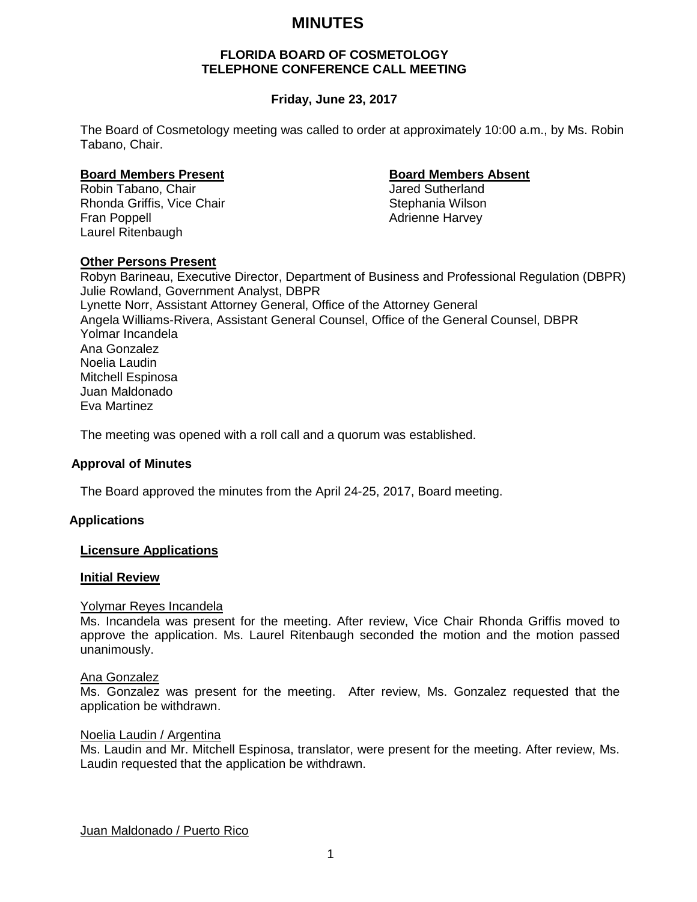# MINUTES

**FLORIDA BOARD OF COSMETOLOGY**
**TELEPHONE CONFERENCE CALL MEETING**

**Friday, June 23, 2017**

The Board of Cosmetology meeting was called to order at approximately 10:00 a.m., by Ms. Robin Tabano, Chair.

**Board Members Present**

Robin Tabano, Chair
Rhonda Griffis, Vice Chair
Fran Poppell
Laurel Ritenbaugh

**Board Members Absent**

Jared Sutherland
Stephania Wilson
Adrienne Harvey

**Other Persons Present**

Robyn Barineau, Executive Director, Department of Business and Professional Regulation (DBPR)
Julie Rowland, Government Analyst, DBPR
Lynette Norr, Assistant Attorney General, Office of the Attorney General
Angela Williams-Rivera, Assistant General Counsel, Office of the General Counsel, DBPR
Yolmar Incandela
Ana Gonzalez
Noelia Laudin
Mitchell Espinosa
Juan Maldonado
Eva Martinez

The meeting was opened with a roll call and a quorum was established.

## Approval of Minutes

The Board approved the minutes from the April 24-25, 2017, Board meeting.

## Applications

### Licensure Applications

### Initial Review

Yolymar Reyes Incandela

Ms. Incandela was present for the meeting. After review, Vice Chair Rhonda Griffis moved to approve the application. Ms. Laurel Ritenbaugh seconded the motion and the motion passed unanimously.

Ana Gonzalez

Ms. Gonzalez was present for the meeting. After review, Ms. Gonzalez requested that the application be withdrawn.

Noelia Laudin / Argentina

Ms. Laudin and Mr. Mitchell Espinosa, translator, were present for the meeting. After review, Ms. Laudin requested that the application be withdrawn.

Juan Maldonado / Puerto Rico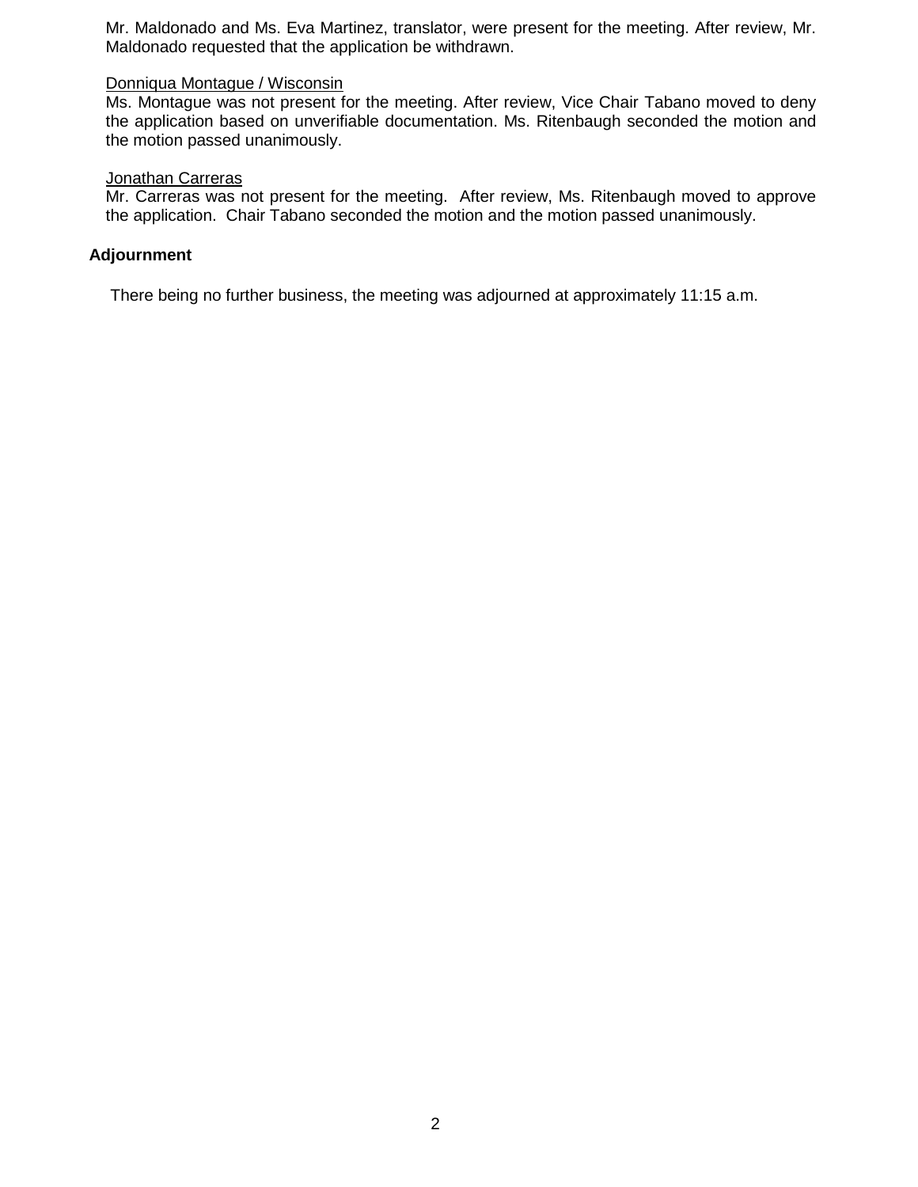Mr. Maldonado and Ms. Eva Martinez, translator, were present for the meeting. After review, Mr. Maldonado requested that the application be withdrawn.

Donniqua Montague / Wisconsin

Ms. Montague was not present for the meeting. After review, Vice Chair Tabano moved to deny the application based on unverifiable documentation. Ms. Ritenbaugh seconded the motion and the motion passed unanimously.

Jonathan Carreras

Mr. Carreras was not present for the meeting. After review, Ms. Ritenbaugh moved to approve the application. Chair Tabano seconded the motion and the motion passed unanimously.

**Adjournment**

There being no further business, the meeting was adjourned at approximately 11:15 a.m.